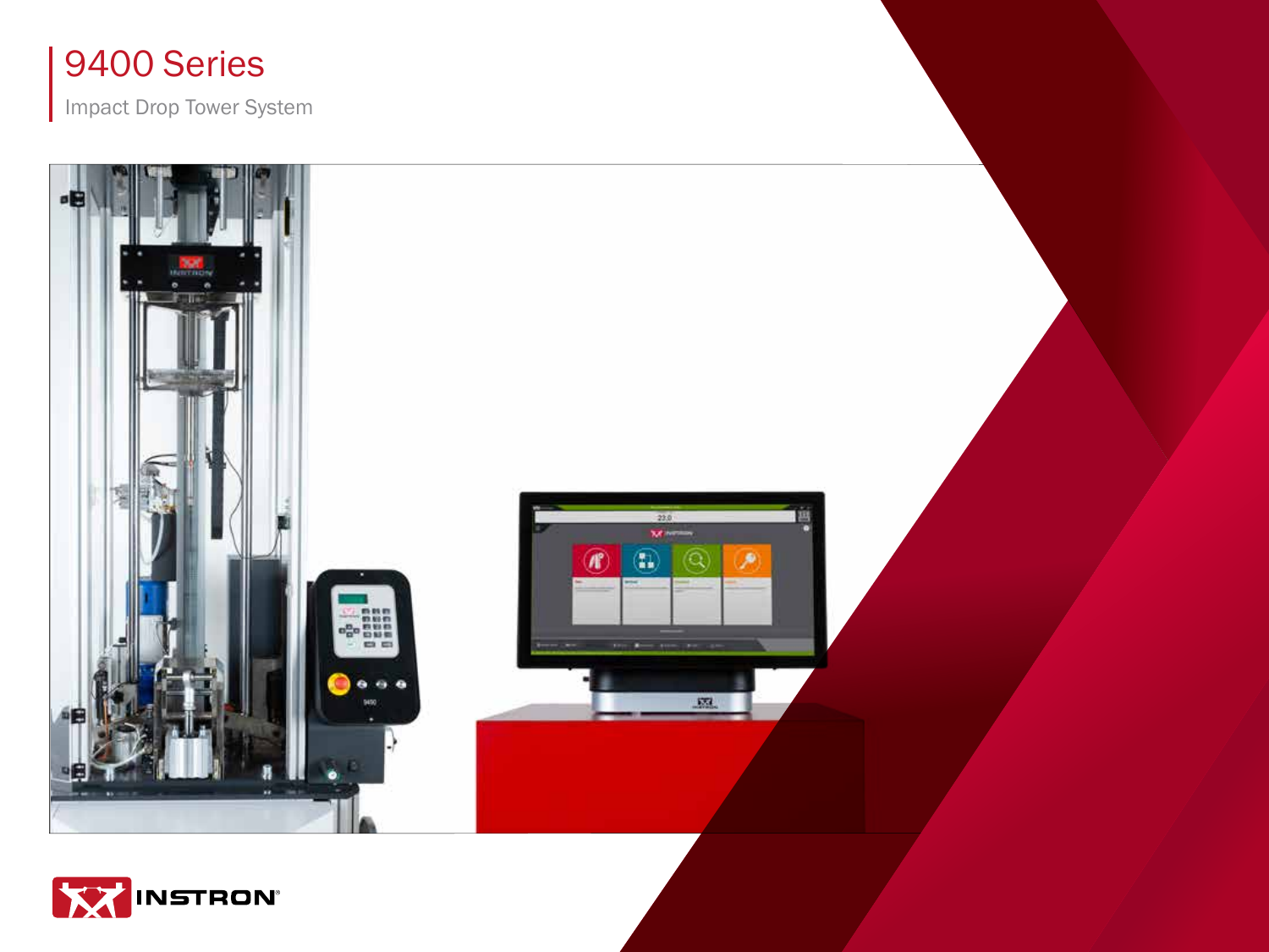# 9400 Series

Impact Drop Tower System

INSTRON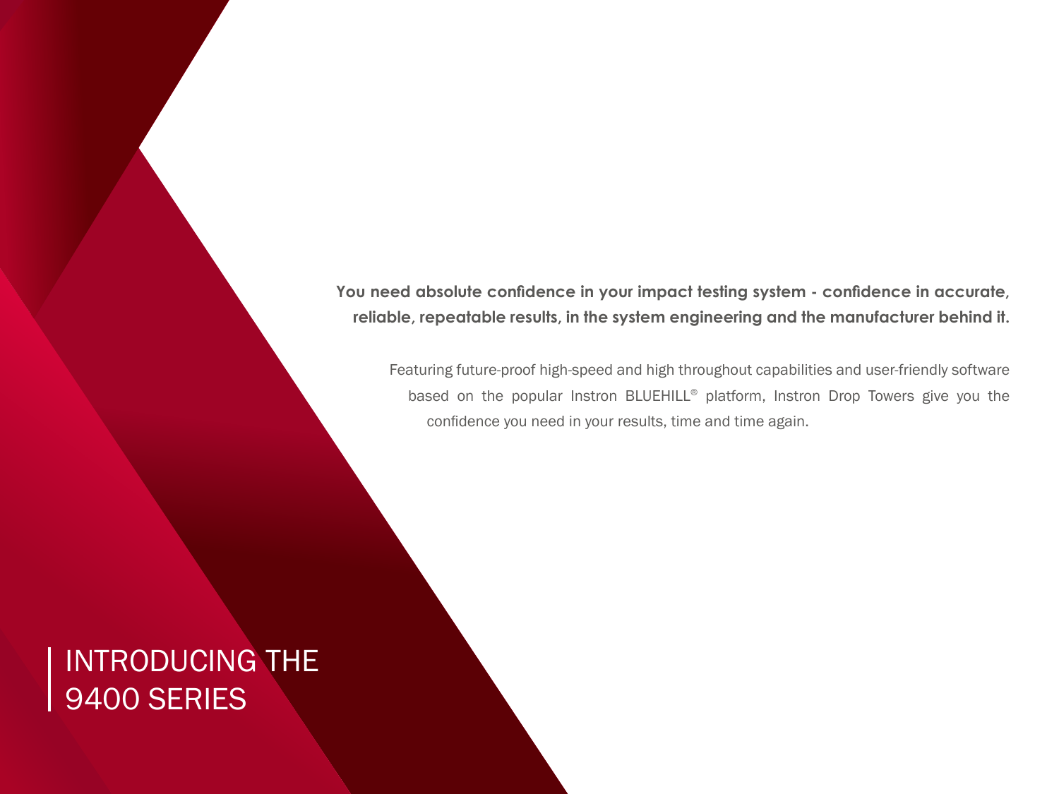# INTRODUCING THE 9400 SERIES

**You need absolute confidence in your impact testing system - confidence in accurate, reliable, repeatable results, in the system engineering and the manufacturer behind it.**

Featuring future-proof high-speed and high throughout capabilities and user-friendly software based on the popular Instron BLUEHILL® platform, Instron Drop Towers give you the confidence you need in your results, time and time again.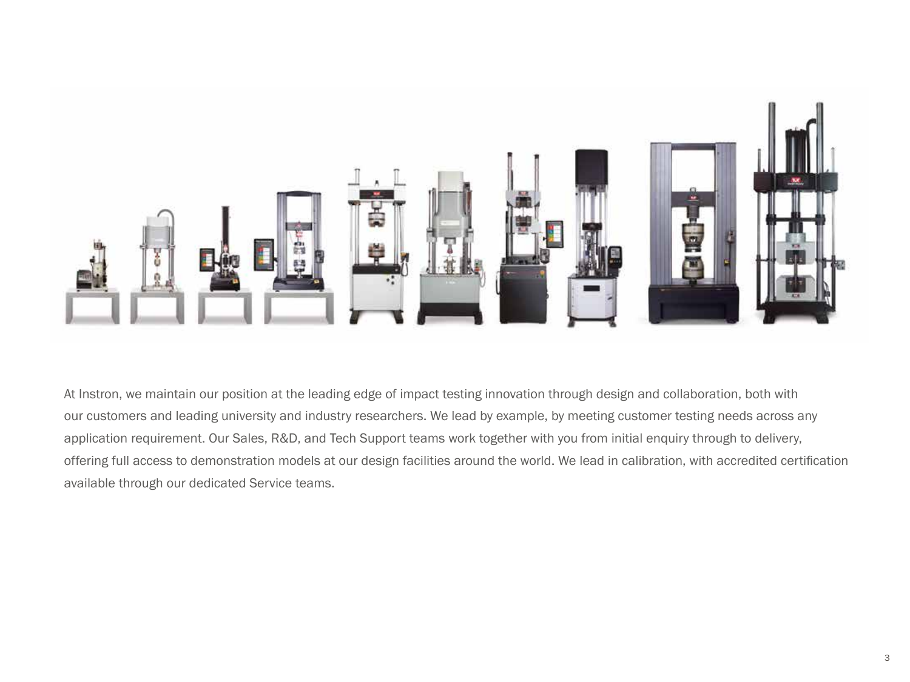At Instron, we maintain our position at the leading edge of impact testing innovation through design and collaboration, both with our customers and leading university and industry researchers. We lead by example, by meeting customer testing needs across any application requirement. Our Sales, R&D, and Tech Support teams work together with you from initial enquiry through to delivery, offering full access to demonstration models at our design facilities around the world. We lead in calibration, with accredited certification available through our dedicated Service teams.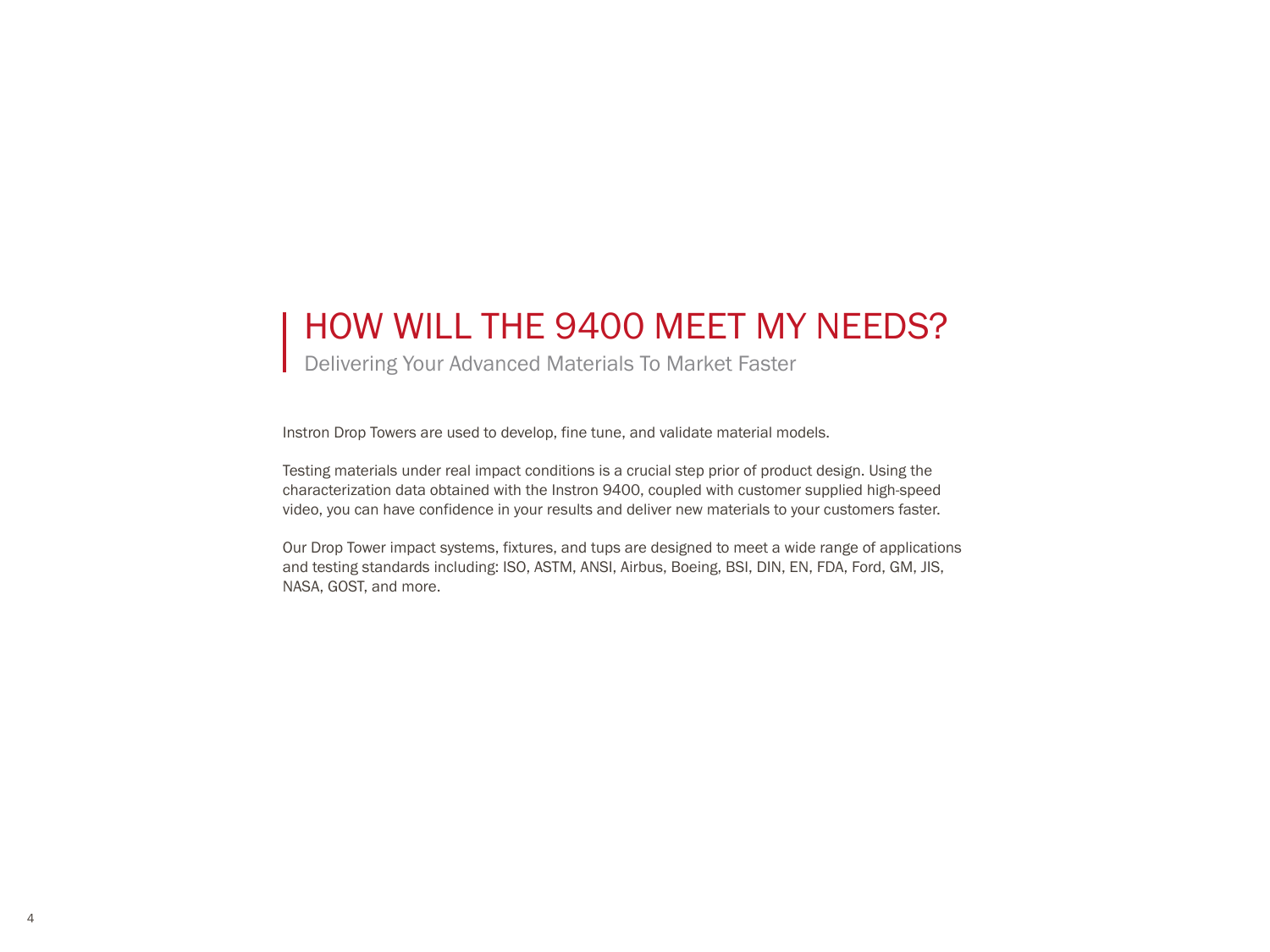# HOW WILL THE 9400 MEET MY NEEDS?

## Delivering Your Advanced Materials To Market Faster

Instron Drop Towers are used to develop, fine tune, and validate material models.

Testing materials under real impact conditions is a crucial step prior of product design. Using the characterization data obtained with the Instron 9400, coupled with customer supplied high-speed video, you can have confidence in your results and deliver new materials to your customers faster.

Our Drop Tower impact systems, fixtures, and tups are designed to meet a wide range of applications and testing standards including: ISO, ASTM, ANSI, Airbus, Boeing, BSI, DIN, EN, FDA, Ford, GM, JIS, NASA, GOST, and more.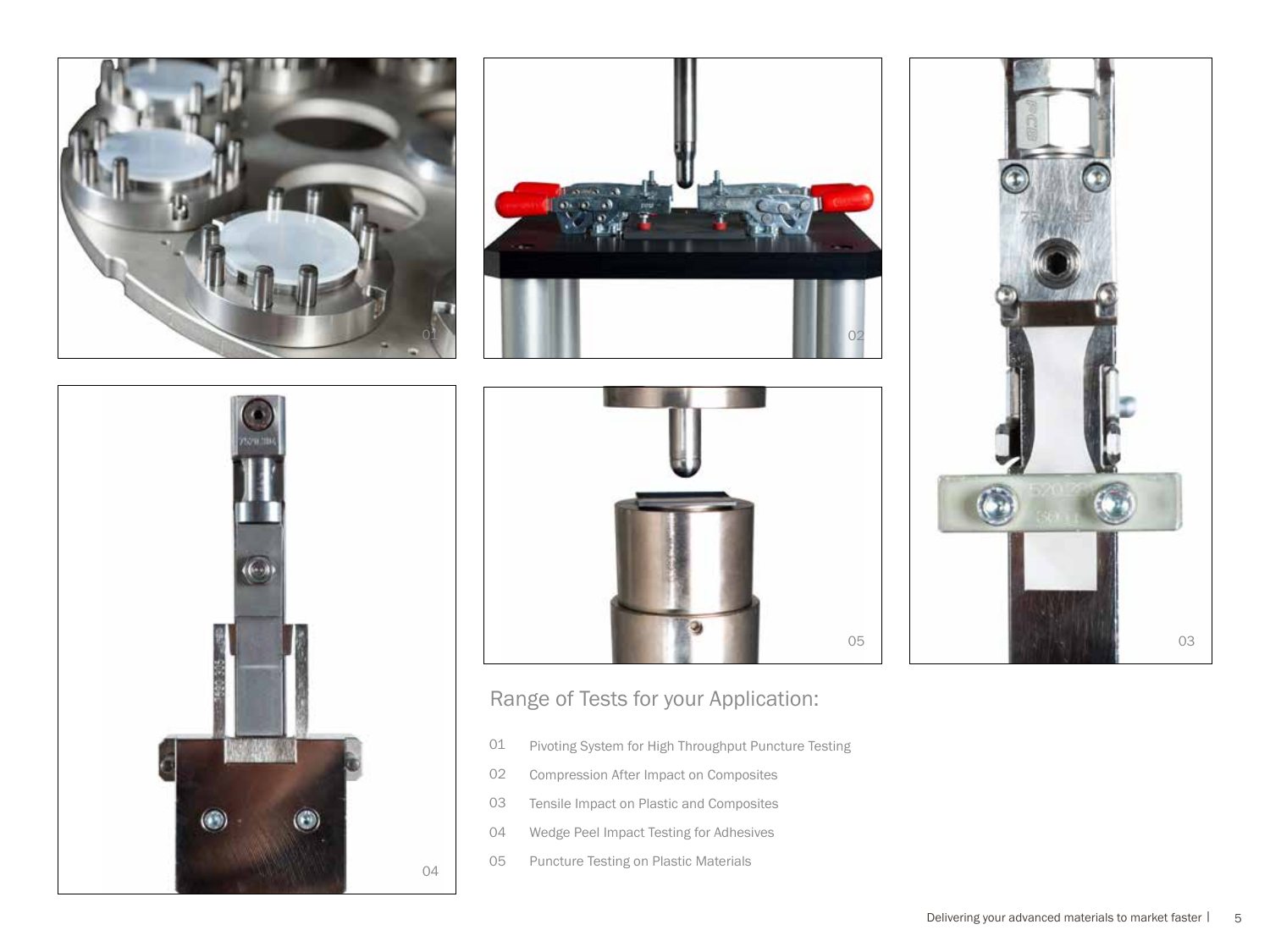## Range of Tests for your Application:

01 Pivoting System for High Throughput Puncture Testing

02 Compression After Impact on Composites

03 Tensile Impact on Plastic and Composites

04 Wedge Peel Impact Testing for Adhesives

05 Puncture Testing on Plastic Materials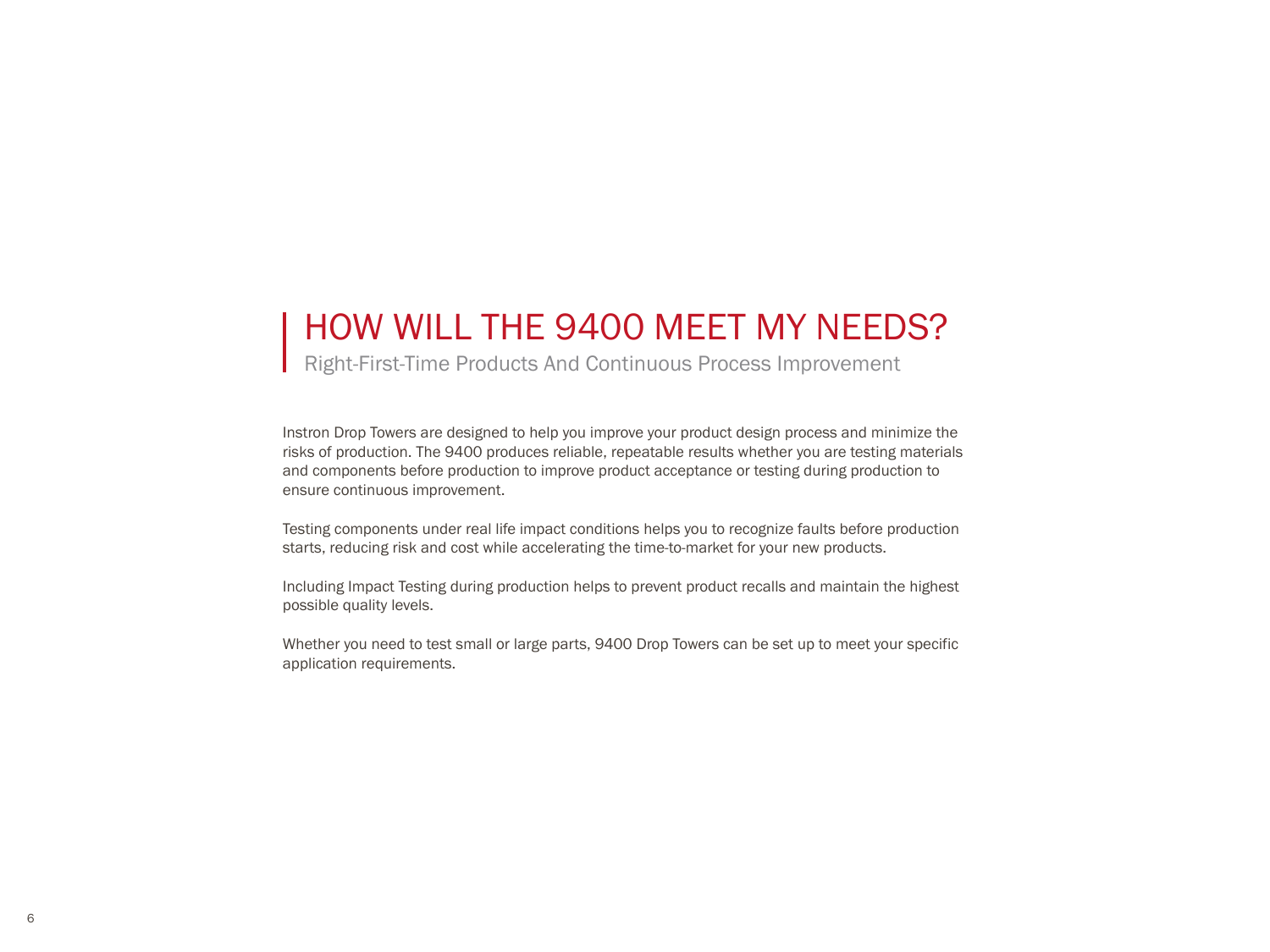# HOW WILL THE 9400 MEET MY NEEDS?

## Right-First-Time Products And Continuous Process Improvement

Instron Drop Towers are designed to help you improve your product design process and minimize the risks of production. The 9400 produces reliable, repeatable results whether you are testing materials and components before production to improve product acceptance or testing during production to ensure continuous improvement.

Testing components under real life impact conditions helps you to recognize faults before production starts, reducing risk and cost while accelerating the time-to-market for your new products.

Including Impact Testing during production helps to prevent product recalls and maintain the highest possible quality levels.

Whether you need to test small or large parts, 9400 Drop Towers can be set up to meet your specific application requirements.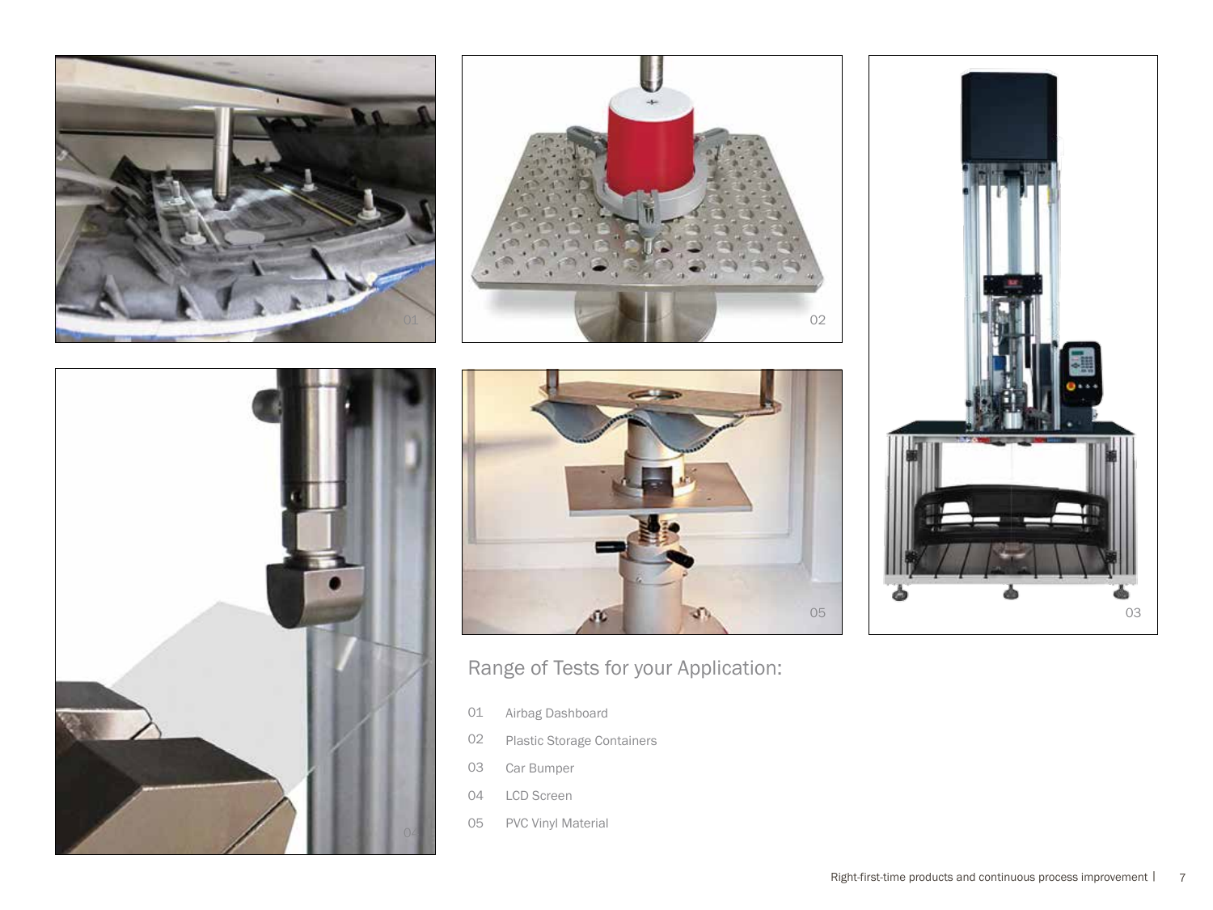## Range of Tests for your Application:

01 Airbag Dashboard

02 Plastic Storage Containers

03 Car Bumper

04 LCD Screen

05 PVC Vinyl Material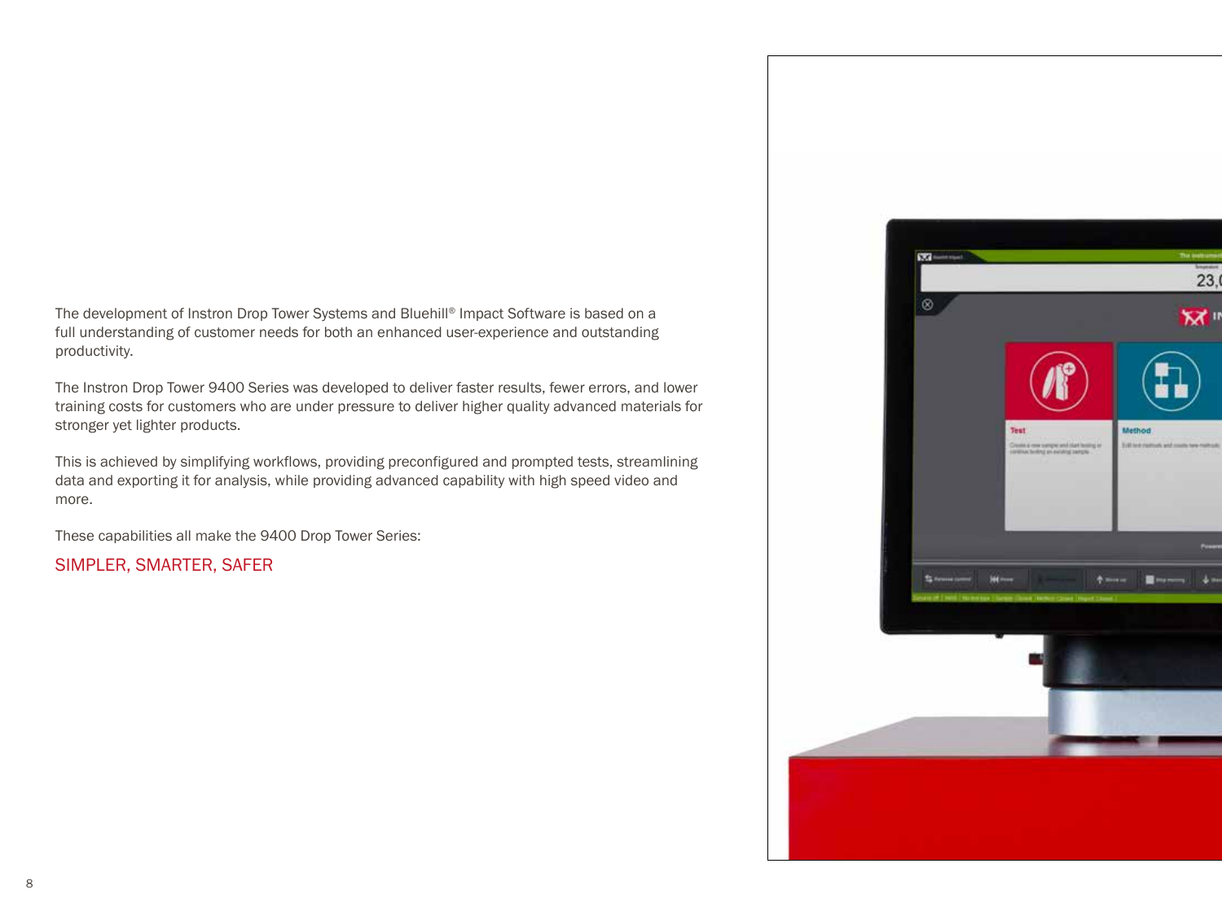The development of Instron Drop Tower Systems and Bluehill® Impact Software is based on a full understanding of customer needs for both an enhanced user-experience and outstanding productivity.

The Instron Drop Tower 9400 Series was developed to deliver faster results, fewer errors, and lower training costs for customers who are under pressure to deliver higher quality advanced materials for stronger yet lighter products.

This is achieved by simplifying workflows, providing preconfigured and prompted tests, streamlining data and exporting it for analysis, while providing advanced capability with high speed video and more.

These capabilities all make the 9400 Drop Tower Series:

SIMPLER, SMARTER, SAFER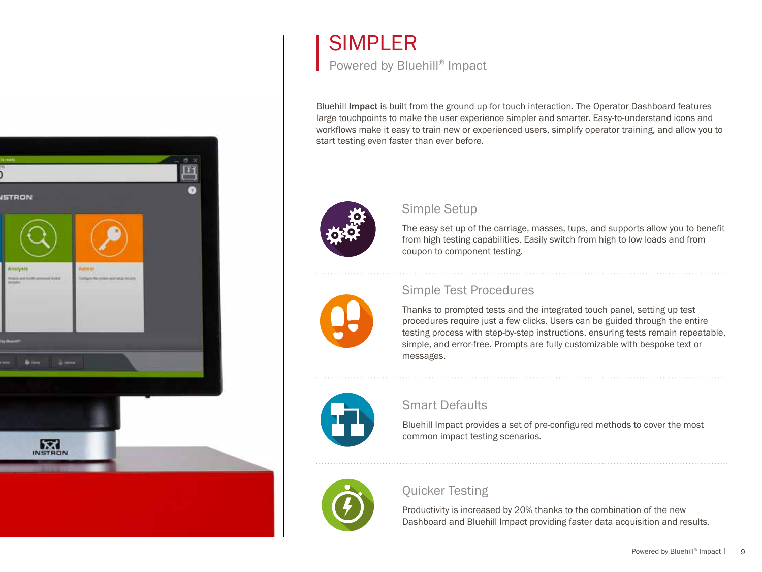# SIMPLER

Powered by Bluehill® Impact

Bluehill **Impact** is built from the ground up for touch interaction. The Operator Dashboard features large touchpoints to make the user experience simpler and smarter. Easy-to-understand icons and workflows make it easy to train new or experienced users, simplify operator training, and allow you to start testing even faster than ever before.

## Simple Setup

The easy set up of the carriage, masses, tups, and supports allow you to benefit from high testing capabilities. Easily switch from high to low loads and from coupon to component testing.

## Simple Test Procedures

Thanks to prompted tests and the integrated touch panel, setting up test procedures require just a few clicks. Users can be guided through the entire testing process with step-by-step instructions, ensuring tests remain repeatable, simple, and error-free. Prompts are fully customizable with bespoke text or messages.

## Smart Defaults

Bluehill Impact provides a set of pre-configured methods to cover the most common impact testing scenarios.

## Quicker Testing

Productivity is increased by 20% thanks to the combination of the new Dashboard and Bluehill Impact providing faster data acquisition and results.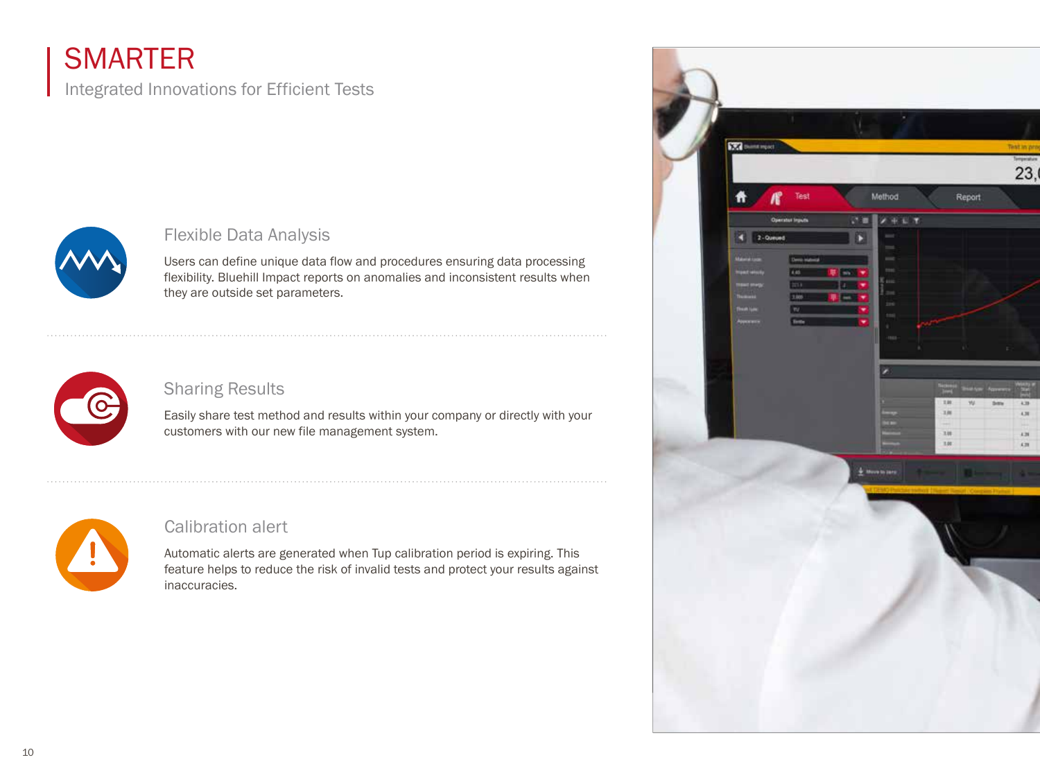# SMARTER

Integrated Innovations for Efficient Tests

## Flexible Data Analysis

Users can define unique data flow and procedures ensuring data processing flexibility. Bluehill Impact reports on anomalies and inconsistent results when they are outside set parameters.

## Sharing Results

Easily share test method and results within your company or directly with your customers with our new file management system.

## Calibration alert

Automatic alerts are generated when Tup calibration period is expiring. This feature helps to reduce the risk of invalid tests and protect your results against inaccuracies.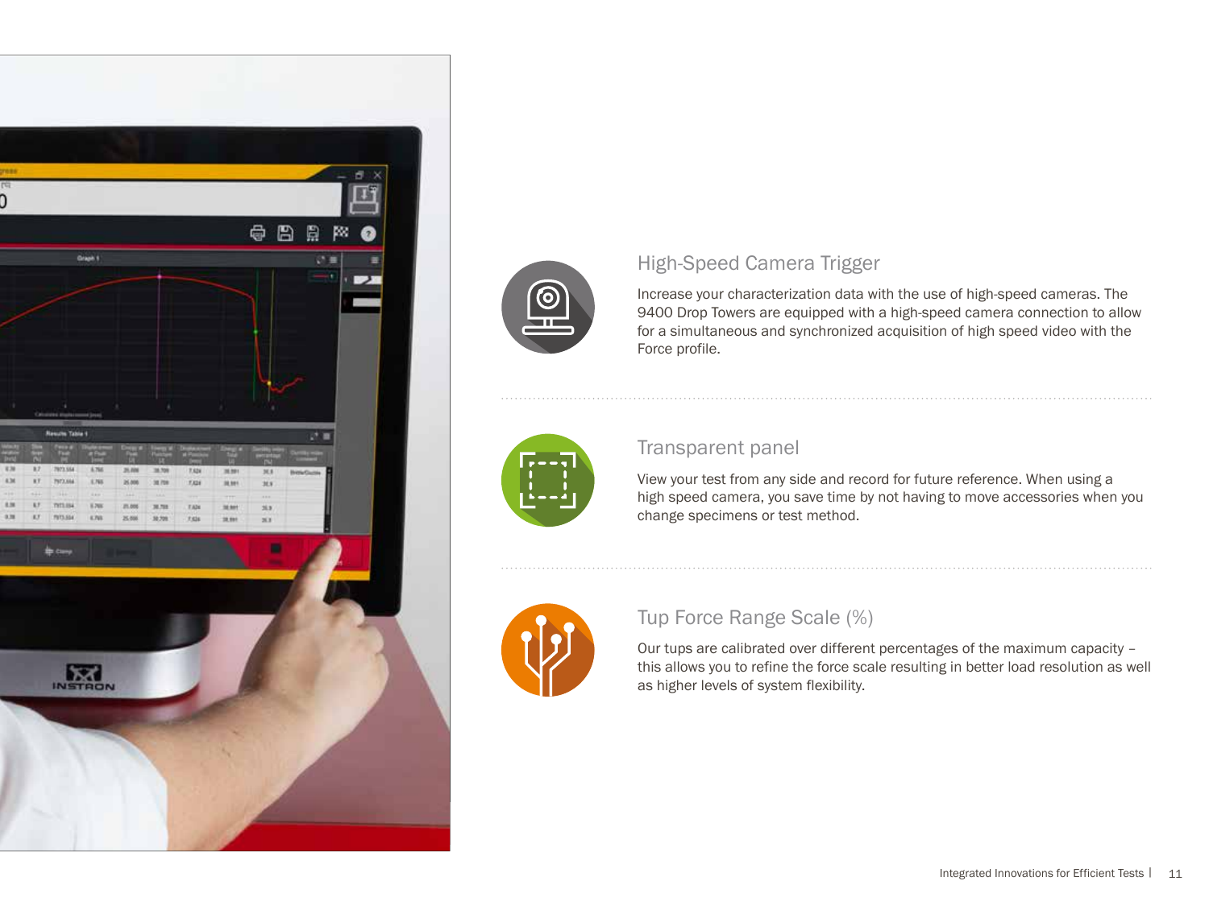## High-Speed Camera Trigger

Increase your characterization data with the use of high-speed cameras. The 9400 Drop Towers are equipped with a high-speed camera connection to allow for a simultaneous and synchronized acquisition of high speed video with the Force profile.

## Transparent panel

View your test from any side and record for future reference. When using a high speed camera, you save time by not having to move accessories when you change specimens or test method.

## Tup Force Range Scale (%)

Our tups are calibrated over different percentages of the maximum capacity – this allows you to refine the force scale resulting in better load resolution as well as higher levels of system flexibility.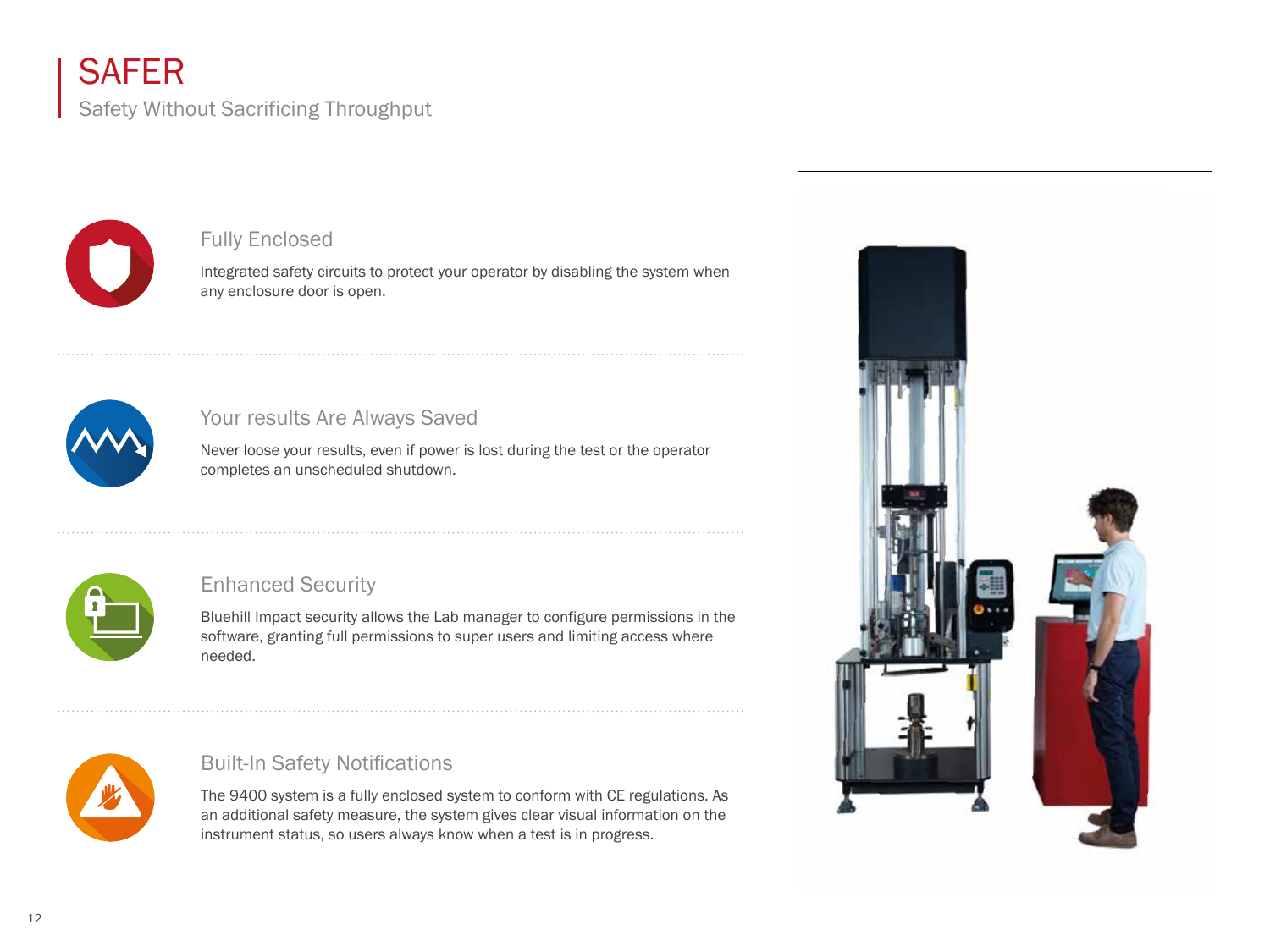# SAFER

Safety Without Sacrificing Throughput

## Fully Enclosed

Integrated safety circuits to protect your operator by disabling the system when any enclosure door is open.

## Your results Are Always Saved

Never loose your results, even if power is lost during the test or the operator completes an unscheduled shutdown.

## Enhanced Security

Bluehill Impact security allows the Lab manager to configure permissions in the software, granting full permissions to super users and limiting access where needed.

## Built-In Safety Notifications

The 9400 system is a fully enclosed system to conform with CE regulations. As an additional safety measure, the system gives clear visual information on the instrument status, so users always know when a test is in progress.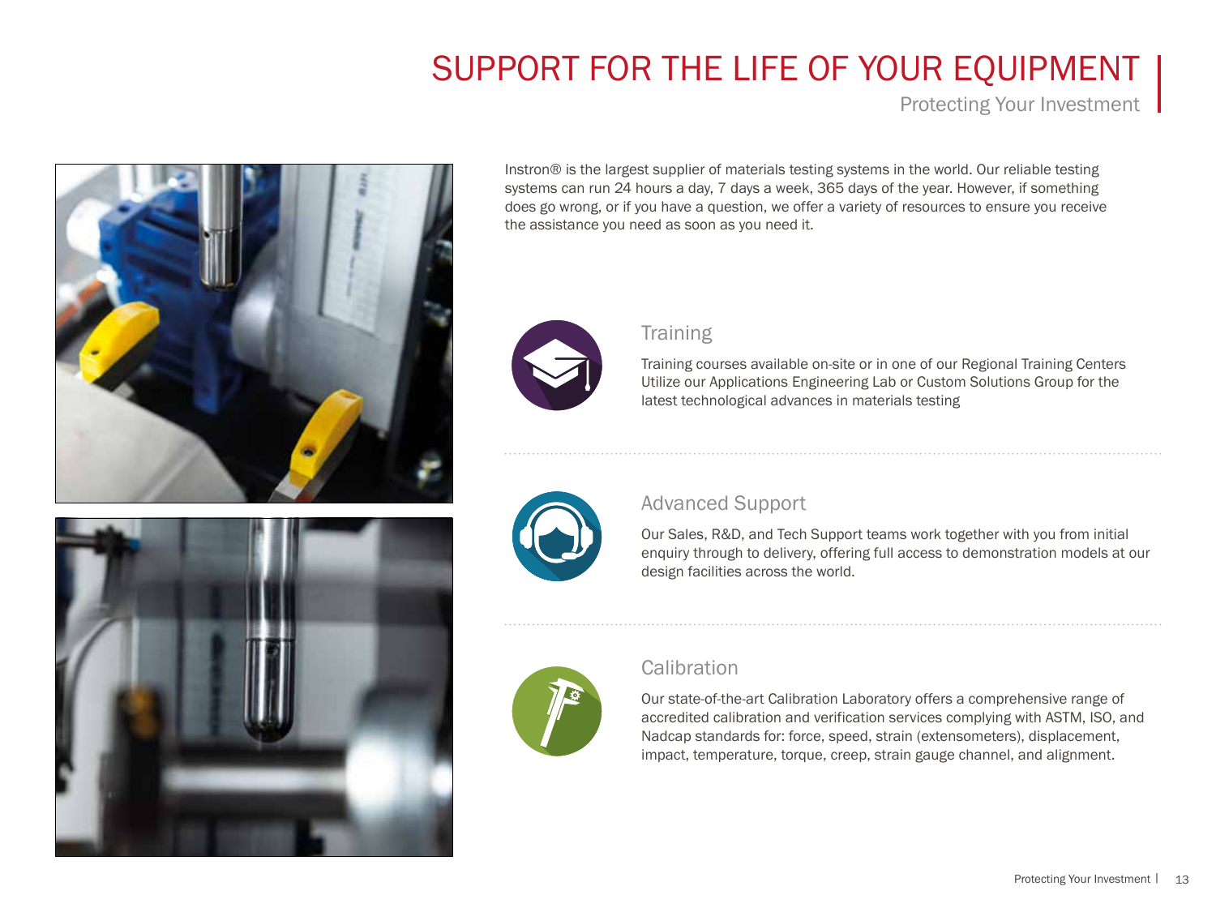# SUPPORT FOR THE LIFE OF YOUR EQUIPMENT

Protecting Your Investment

Instron® is the largest supplier of materials testing systems in the world. Our reliable testing systems can run 24 hours a day, 7 days a week, 365 days of the year. However, if something does go wrong, or if you have a question, we offer a variety of resources to ensure you receive the assistance you need as soon as you need it.

## Training

Training courses available on-site or in one of our Regional Training Centers
Utilize our Applications Engineering Lab or Custom Solutions Group for the latest technological advances in materials testing

## Advanced Support

Our Sales, R&D, and Tech Support teams work together with you from initial enquiry through to delivery, offering full access to demonstration models at our design facilities across the world.

## Calibration

Our state-of-the-art Calibration Laboratory offers a comprehensive range of accredited calibration and verification services complying with ASTM, ISO, and Nadcap standards for: force, speed, strain (extensometers), displacement, impact, temperature, torque, creep, strain gauge channel, and alignment.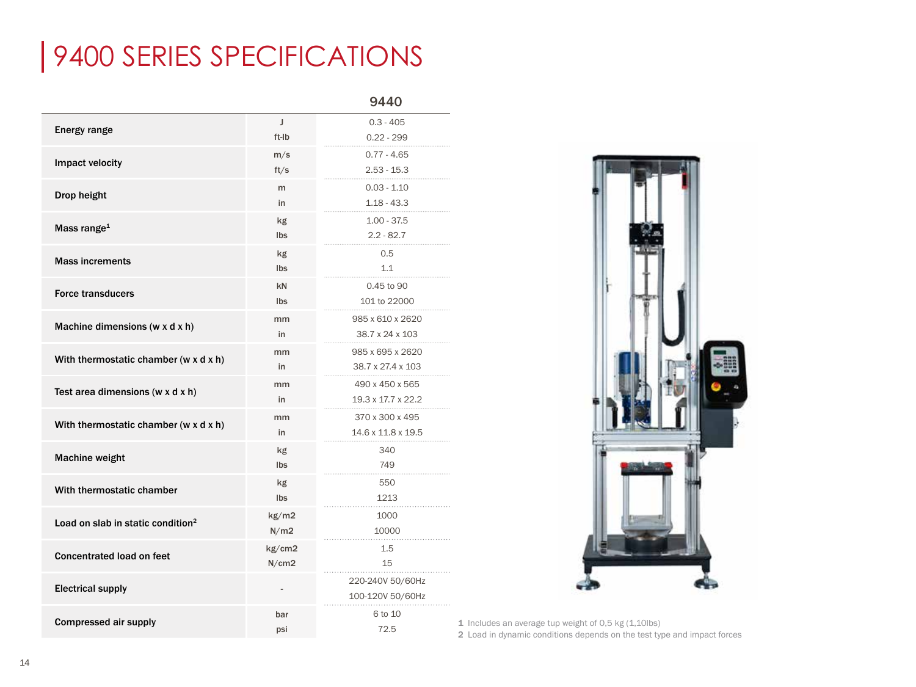# 9400 SERIES SPECIFICATIONS

| | | 9440 |
|---|---|---|
| Energy range | J | 0.3 - 405 |
| | ft-lb | 0.22 - 299 |
| Impact velocity | m/s | 0.77 - 4.65 |
| | ft/s | 2.53 - 15.3 |
| Drop height | m | 0.03 - 1.10 |
| | in | 1.18 - 43.3 |
| Mass range[1] | kg | 1.00 - 37.5 |
| | lbs | 2.2 - 82.7 |
| Mass increments | kg | 0.5 |
| | lbs | 1.1 |
| Force transducers | kN | 0.45 to 90 |
| | lbs | 101 to 22000 |
| Machine dimensions (w x d x h) | mm | 985 x 610 x 2620 |
| | in | 38.7 x 24 x 103 |
| With thermostatic chamber (w x d x h) | mm | 985 x 695 x 2620 |
| | in | 38.7 x 27.4 x 103 |
| Test area dimensions (w x d x h) | mm | 490 x 450 x 565 |
| | in | 19.3 x 17.7 x 22.2 |
| With thermostatic chamber (w x d x h) | mm | 370 x 300 x 495 |
| | in | 14.6 x 11.8 x 19.5 |
| Machine weight | kg | 340 |
| | lbs | 749 |
| With thermostatic chamber | kg | 550 |
| | lbs | 1213 |
| Load on slab in static condition[2] | kg/m2 | 1000 |
| | N/m2 | 10000 |
| Concentrated load on feet | kg/cm2 | 1.5 |
| | N/cm2 | 15 |
| Electrical supply | - | 220-240V 50/60Hz |
| | | 100-120V 50/60Hz |
| Compressed air supply | bar | 6 to 10 |
| | psi | 72.5 |

1 Includes an average tup weight of 0,5 kg (1,10lbs)

2 Load in dynamic conditions depends on the test type and impact forces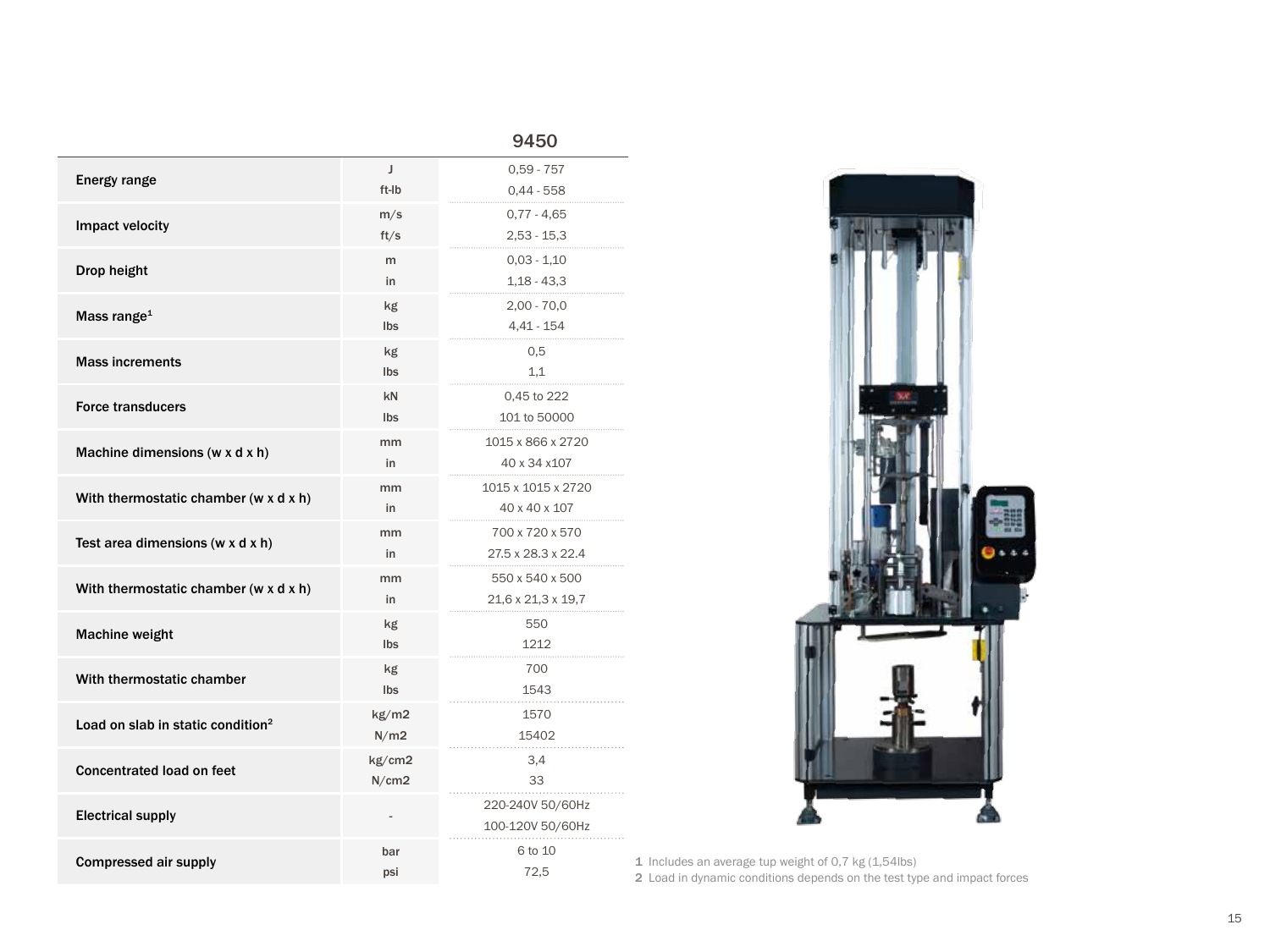| | | 9450 |
|---|---|---|
| Energy range | J | 0,59 - 757 |
| | ft-lb | 0,44 - 558 |
| Impact velocity | m/s | 0,77 - 4,65 |
| | ft/s | 2,53 - 15,3 |
| Drop height | m | 0,03 - 1,10 |
| | in | 1,18 - 43,3 |
| Mass range[1] | kg | 2,00 - 70,0 |
| | lbs | 4,41 - 154 |
| Mass increments | kg | 0,5 |
| | lbs | 1,1 |
| Force transducers | kN | 0,45 to 222 |
| | lbs | 101 to 50000 |
| Machine dimensions (w x d x h) | mm | 1015 x 866 x 2720 |
| | in | 40 x 34 x107 |
| With thermostatic chamber (w x d x h) | mm | 1015 x 1015 x 2720 |
| | in | 40 x 40 x 107 |
| Test area dimensions (w x d x h) | mm | 700 x 720 x 570 |
| | in | 27.5 x 28.3 x 22.4 |
| With thermostatic chamber (w x d x h) | mm | 550 x 540 x 500 |
| | in | 21,6 x 21,3 x 19,7 |
| Machine weight | kg | 550 |
| | lbs | 1212 |
| With thermostatic chamber | kg | 700 |
| | lbs | 1543 |
| Load on slab in static condition[2] | kg/m2 | 1570 |
| | N/m2 | 15402 |
| Concentrated load on feet | kg/cm2 | 3,4 |
| | N/cm2 | 33 |
| Electrical supply | - | 220-240V 50/60Hz |
| | | 100-120V 50/60Hz |
| Compressed air supply | bar | 6 to 10 |
| | psi | 72,5 |

1 Includes an average tup weight of 0,7 kg (1,54lbs)

2 Load in dynamic conditions depends on the test type and impact forces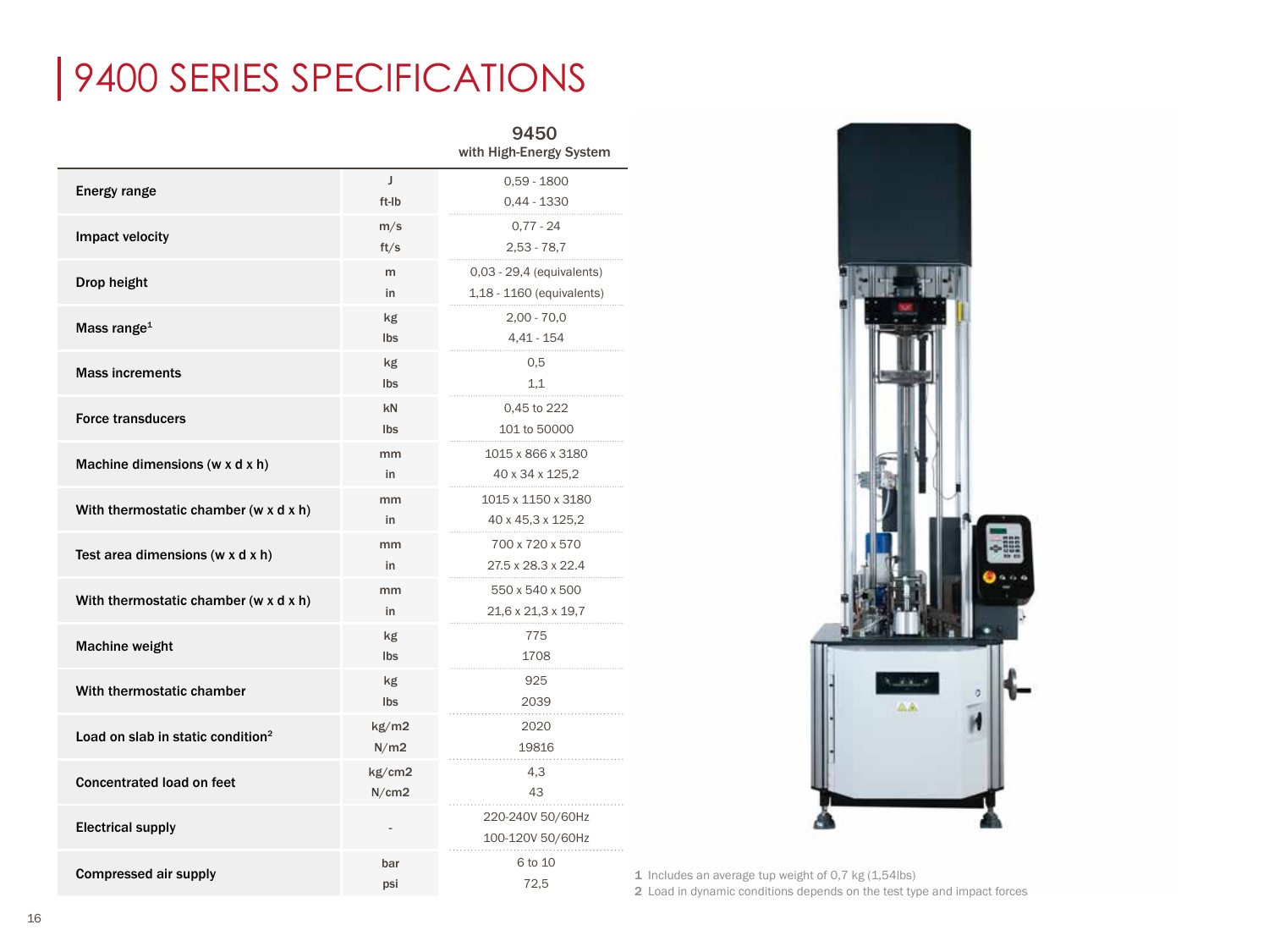# 9400 SERIES SPECIFICATIONS

| | | 9450 with High-Energy System |
|---|---|---|
| Energy range | J<br>ft-lb | 0,59 - 1800<br>0,44 - 1330 |
| Impact velocity | m/s<br>ft/s | 0,77 - 24<br>2,53 - 78,7 |
| Drop height | m<br>in | 0,03 - 29,4 (equivalents)<br>1,18 - 1160 (equivalents) |
| Mass range[1] | kg<br>lbs | 2,00 - 70,0<br>4,41 - 154 |
| Mass increments | kg<br>lbs | 0,5<br>1,1 |
| Force transducers | kN<br>lbs | 0,45 to 222<br>101 to 50000 |
| Machine dimensions (w x d x h) | mm<br>in | 1015 x 866 x 3180<br>40 x 34 x 125,2 |
| With thermostatic chamber (w x d x h) | mm<br>in | 1015 x 1150 x 3180<br>40 x 45,3 x 125,2 |
| Test area dimensions (w x d x h) | mm<br>in | 700 x 720 x 570<br>27.5 x 28.3 x 22.4 |
| With thermostatic chamber (w x d x h) | mm<br>in | 550 x 540 x 500<br>21,6 x 21,3 x 19,7 |
| Machine weight | kg<br>lbs | 775<br>1708 |
| With thermostatic chamber | kg<br>lbs | 925<br>2039 |
| Load on slab in static condition[2] | kg/m2<br>N/m2 | 2020<br>19816 |
| Concentrated load on feet | kg/cm2<br>N/cm2 | 4,3<br>43 |
| Electrical supply | - | 220-240V 50/60Hz<br>100-120V 50/60Hz |
| Compressed air supply | bar<br>psi | 6 to 10<br>72,5 |

1 Includes an average tup weight of 0,7 kg (1,54lbs)

2 Load in dynamic conditions depends on the test type and impact forces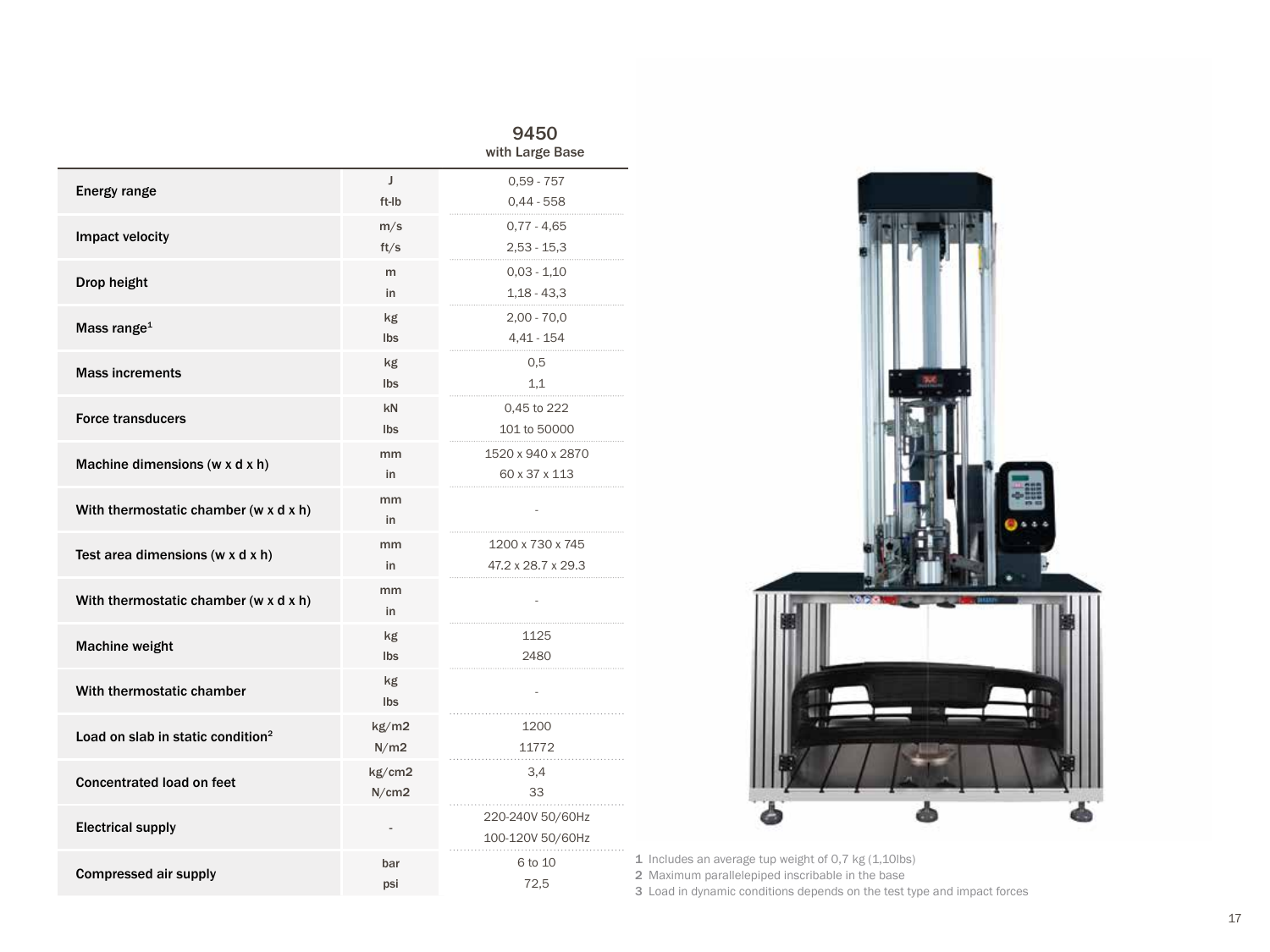| | | 9450 with Large Base |
|---|---|---|
| Energy range | J | 0,59 - 757 |
| | ft-lb | 0,44 - 558 |
| Impact velocity | m/s | 0,77 - 4,65 |
| | ft/s | 2,53 - 15,3 |
| Drop height | m | 0,03 - 1,10 |
| | in | 1,18 - 43,3 |
| Mass range[1] | kg | 2,00 - 70,0 |
| | lbs | 4,41 - 154 |
| Mass increments | kg | 0,5 |
| | lbs | 1,1 |
| Force transducers | kN | 0,45 to 222 |
| | lbs | 101 to 50000 |
| Machine dimensions (w x d x h) | mm | 1520 x 940 x 2870 |
| | in | 60 x 37 x 113 |
| With thermostatic chamber (w x d x h) | mm | - |
| | in | |
| Test area dimensions (w x d x h) | mm | 1200 x 730 x 745 |
| | in | 47.2 x 28.7 x 29.3 |
| With thermostatic chamber (w x d x h) | mm | - |
| | in | |
| Machine weight | kg | 1125 |
| | lbs | 2480 |
| With thermostatic chamber | kg | - |
| | lbs | |
| Load on slab in static condition[2] | kg/m2 | 1200 |
| | N/m2 | 11772 |
| Concentrated load on feet | kg/cm2 | 3,4 |
| | N/cm2 | 33 |
| Electrical supply | - | 220-240V 50/60Hz |
| | | 100-120V 50/60Hz |
| Compressed air supply | bar | 6 to 10 |
| | psi | 72,5 |

1 Includes an average tup weight of 0,7 kg (1,10lbs)
2 Maximum parallelepiped inscribable in the base
3 Load in dynamic conditions depends on the test type and impact forces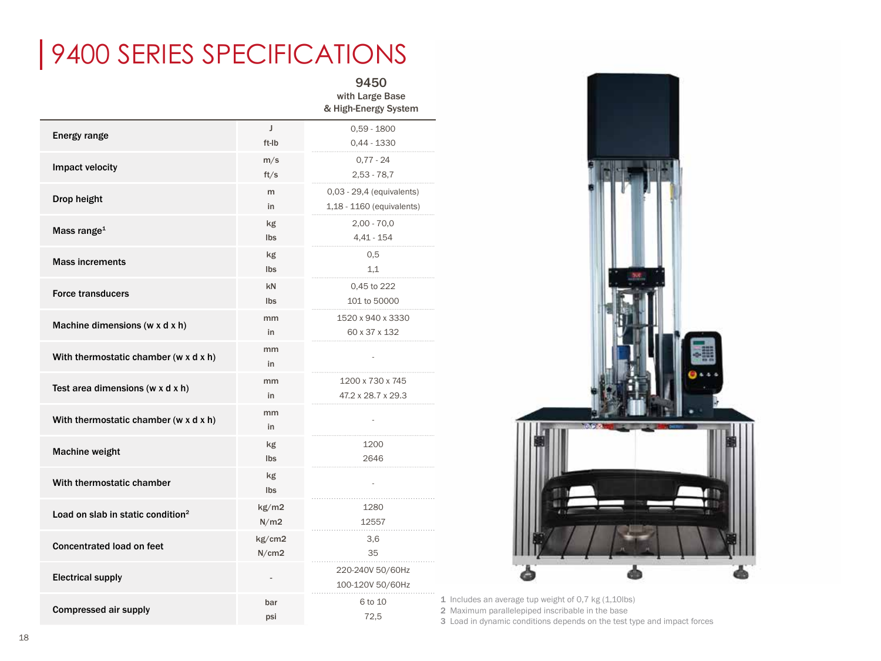# 9400 SERIES SPECIFICATIONS

| | | 9450 with Large Base & High-Energy System |
|---|---|---|
| Energy range | J | 0,59 - 1800 |
| | ft-lb | 0,44 - 1330 |
| Impact velocity | m/s | 0,77 - 24 |
| | ft/s | 2,53 - 78,7 |
| Drop height | m | 0,03 - 29,4 (equivalents) |
| | in | 1,18 - 1160 (equivalents) |
| Mass range[1] | kg | 2,00 - 70,0 |
| | lbs | 4,41 - 154 |
| Mass increments | kg | 0,5 |
| | lbs | 1,1 |
| Force transducers | kN | 0,45 to 222 |
| | lbs | 101 to 50000 |
| Machine dimensions (w x d x h) | mm | 1520 x 940 x 3330 |
| | in | 60 x 37 x 132 |
| With thermostatic chamber (w x d x h) | mm | - |
| | in | |
| Test area dimensions (w x d x h) | mm | 1200 x 730 x 745 |
| | in | 47.2 x 28.7 x 29.3 |
| With thermostatic chamber (w x d x h) | mm | - |
| | in | |
| Machine weight | kg | 1200 |
| | lbs | 2646 |
| With thermostatic chamber | kg | - |
| | lbs | |
| Load on slab in static condition[2] | kg/m2 | 1280 |
| | N/m2 | 12557 |
| Concentrated load on feet | kg/cm2 | 3,6 |
| | N/cm2 | 35 |
| Electrical supply | - | 220-240V 50/60Hz |
| | | 100-120V 50/60Hz |
| Compressed air supply | bar | 6 to 10 |
| | psi | 72,5 |

1 Includes an average tup weight of 0,7 kg (1,10lbs)
2 Maximum parallelepiped inscribable in the base
3 Load in dynamic conditions depends on the test type and impact forces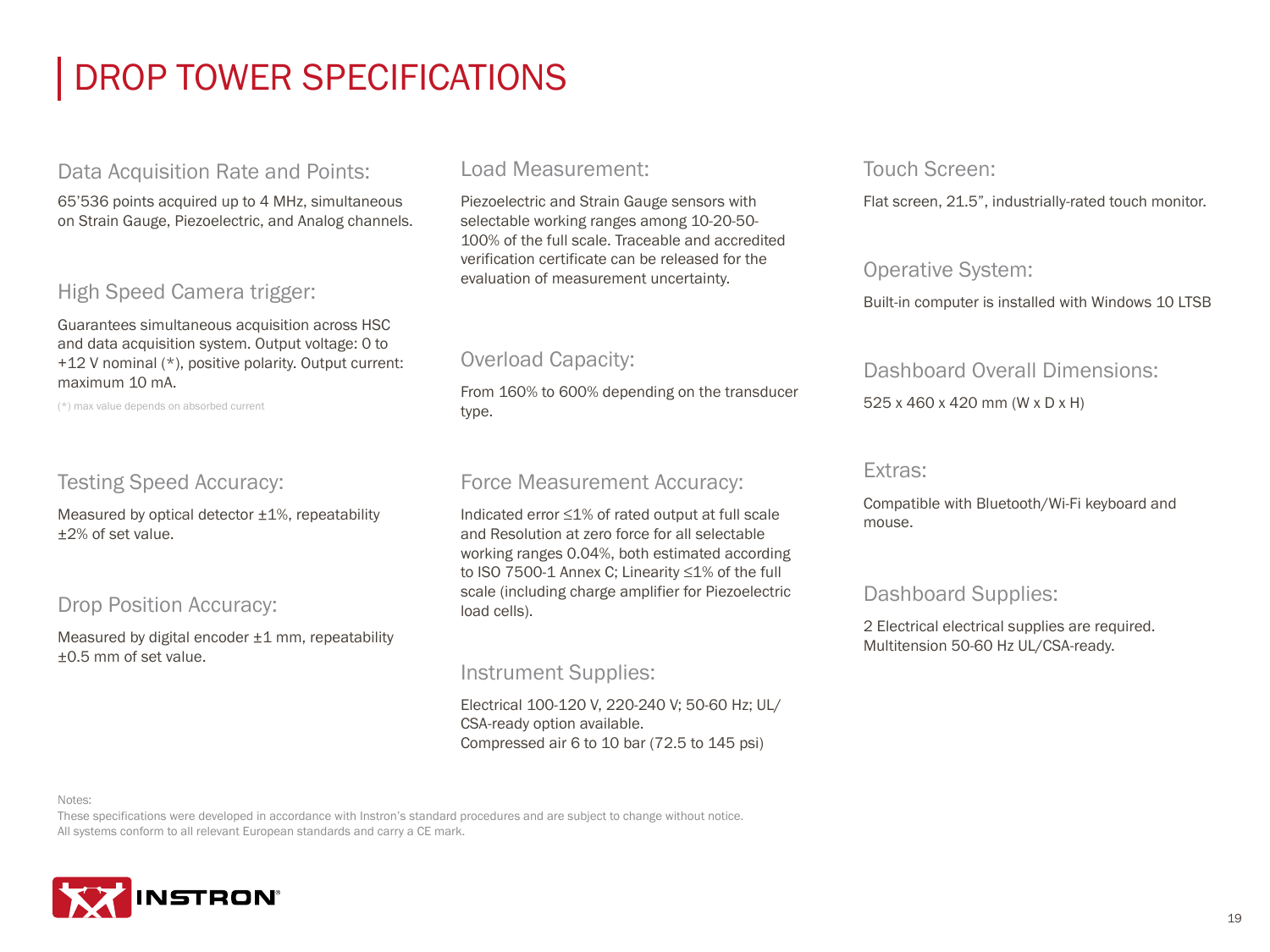# DROP TOWER SPECIFICATIONS

### Data Acquisition Rate and Points:

65'536 points acquired up to 4 MHz, simultaneous on Strain Gauge, Piezoelectric, and Analog channels.

### High Speed Camera trigger:

Guarantees simultaneous acquisition across HSC and data acquisition system. Output voltage: 0 to +12 V nominal (*), positive polarity. Output current: maximum 10 mA.

(*) max value depends on absorbed current

### Testing Speed Accuracy:

Measured by optical detector ±1%, repeatability ±2% of set value.

### Drop Position Accuracy:

Measured by digital encoder ±1 mm, repeatability ±0.5 mm of set value.

### Load Measurement:

Piezoelectric and Strain Gauge sensors with selectable working ranges among 10-20-50-100% of the full scale. Traceable and accredited verification certificate can be released for the evaluation of measurement uncertainty.

### Overload Capacity:

From 160% to 600% depending on the transducer type.

### Force Measurement Accuracy:

Indicated error ≤1% of rated output at full scale and Resolution at zero force for all selectable working ranges 0.04%, both estimated according to ISO 7500-1 Annex C; Linearity ≤1% of the full scale (including charge amplifier for Piezoelectric load cells).

### Instrument Supplies:

Electrical 100-120 V, 220-240 V; 50-60 Hz; UL/CSA-ready option available.
Compressed air 6 to 10 bar (72.5 to 145 psi)

### Touch Screen:

Flat screen, 21.5", industrially-rated touch monitor.

### Operative System:

Built-in computer is installed with Windows 10 LTSB

### Dashboard Overall Dimensions:

525 x 460 x 420 mm (W x D x H)

### Extras:

Compatible with Bluetooth/Wi-Fi keyboard and mouse.

### Dashboard Supplies:

2 Electrical electrical supplies are required. Multitension 50-60 Hz UL/CSA-ready.

Notes:
These specifications were developed in accordance with Instron's standard procedures and are subject to change without notice.
All systems conform to all relevant European standards and carry a CE mark.

INSTRON®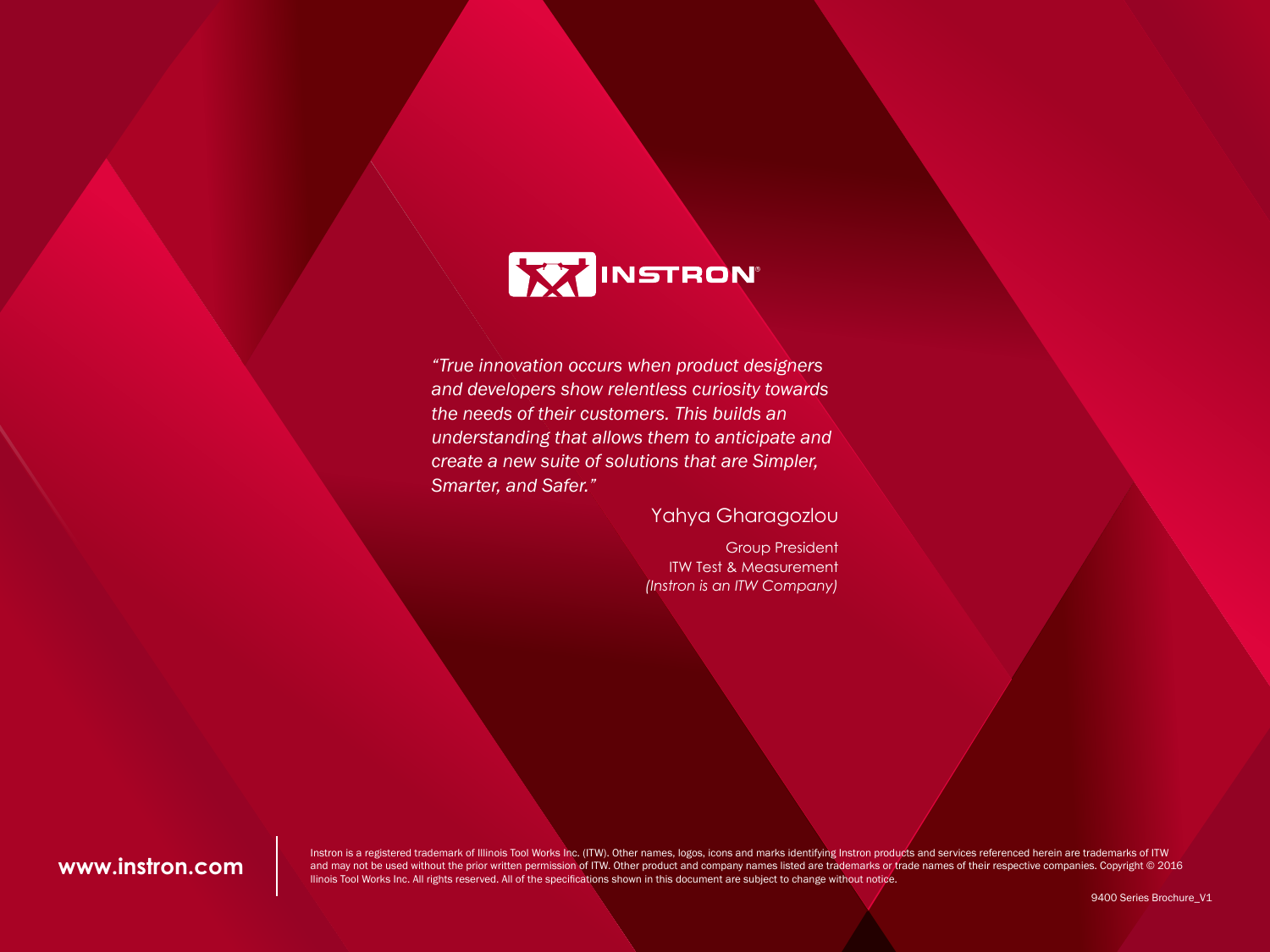INSTRON®

*"True innovation occurs when product designers and developers show relentless curiosity towards the needs of their customers. This builds an understanding that allows them to anticipate and create a new suite of solutions that are Simpler, Smarter, and Safer."*

Yahya Gharagozlou

Group President
ITW Test & Measurement
*(Instron is an ITW Company)*

**www.instron.com**

Instron is a registered trademark of Illinois Tool Works Inc. (ITW). Other names, logos, icons and marks identifying Instron products and services referenced herein are trademarks of ITW and may not be used without the prior written permission of ITW. Other product and company names listed are trademarks or trade names of their respective companies. Copyright © 2016 Ilinois Tool Works Inc. All rights reserved. All of the specifications shown in this document are subject to change without notice.

9400 Series Brochure_V1